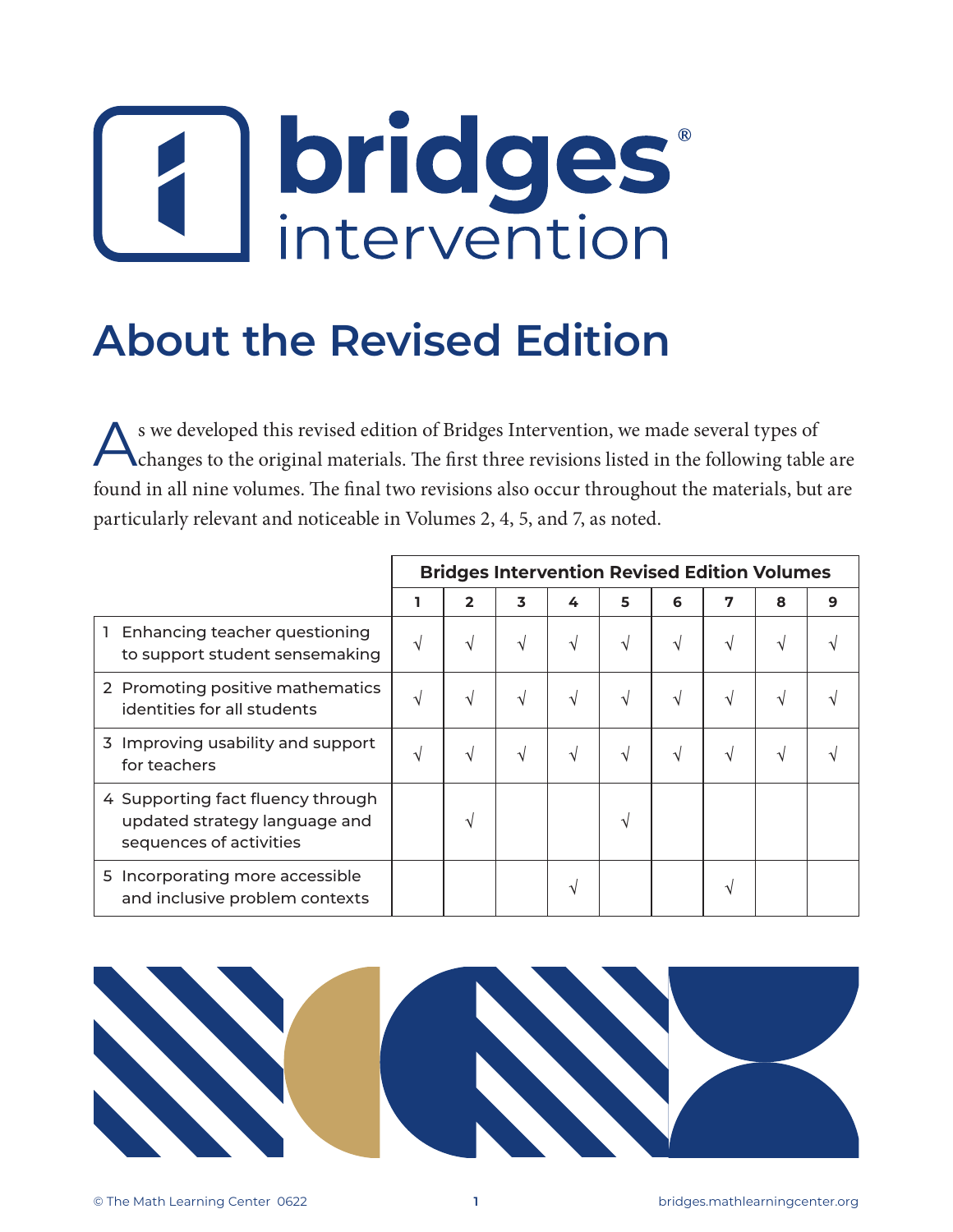# bridges intervention

## About the Revised Edition

As we developed this revised edition of Bridges Intervention, we made several types of changes to the original materials. The first three revisions listed in the following table are found in all nine volumes. The final two revisions also occur throughout the materials, but are particularly relevant and noticeable in Volumes 2, 4, 5, and 7, as noted.

| | **Bridges Intervention Revised Edition Volumes** | | | | | | | | |
|---|---|---|---|---|---|---|---|---|---|
| | **1** | **2** | **3** | **4** | **5** | **6** | **7** | **8** | **9** |
| 1 Enhancing teacher questioning to support student sensemaking | √ | √ | √ | √ | √ | √ | √ | √ | √ |
| 2 Promoting positive mathematics identities for all students | √ | √ | √ | √ | √ | √ | √ | √ | √ |
| 3 Improving usability and support for teachers | √ | √ | √ | √ | √ | √ | √ | √ | √ |
| 4 Supporting fact fluency through updated strategy language and sequences of activities | | √ | | | √ | | | | |
| 5 Incorporating more accessible and inclusive problem contexts | | | | √ | | | √ | | |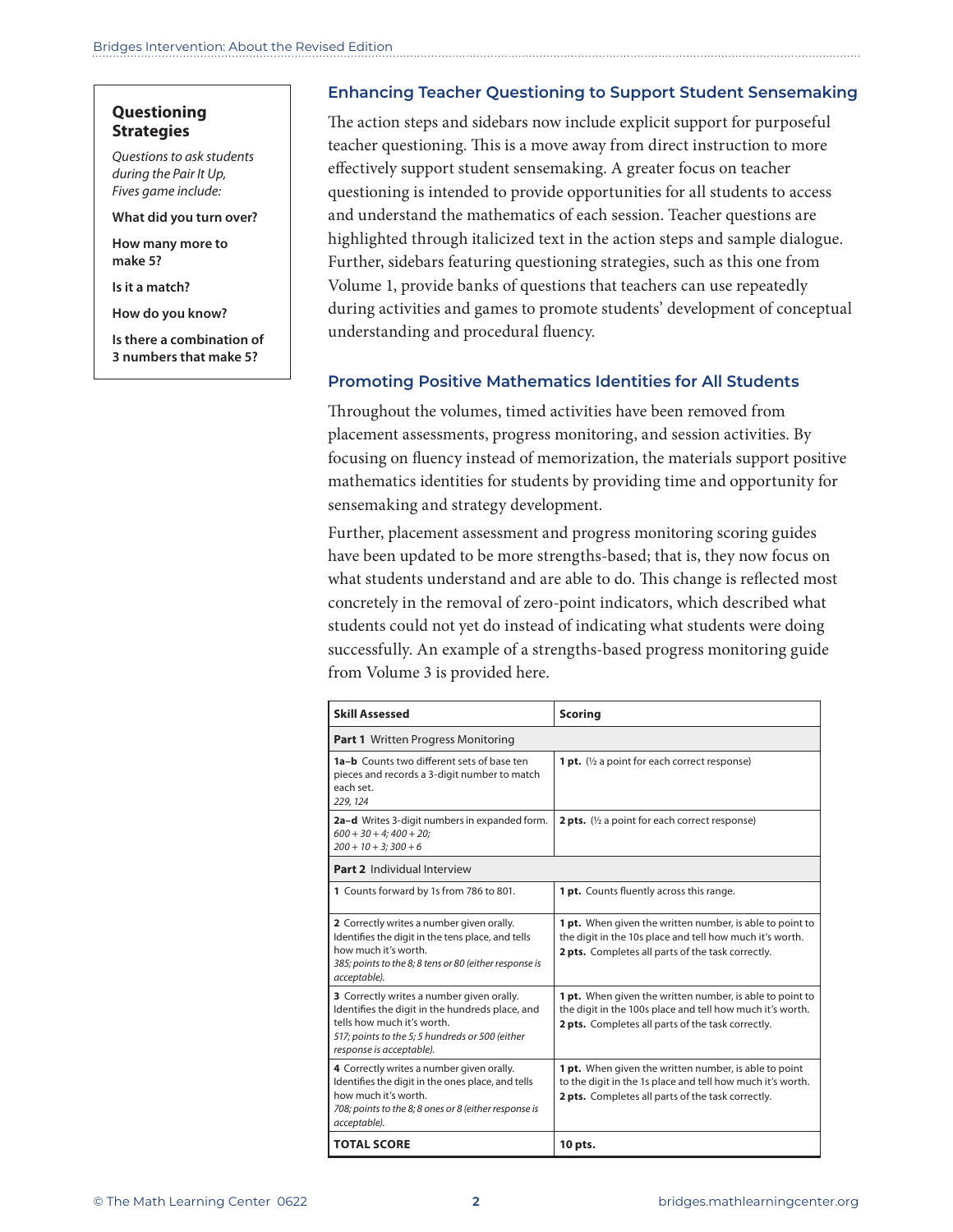### Questioning Strategies

*Questions to ask students during the Pair It Up, Fives game include:*

**What did you turn over?**

**How many more to make 5?**

**Is it a match?**

**How do you know?**

**Is there a combination of 3 numbers that make 5?**

## Enhancing Teacher Questioning to Support Student Sensemaking

The action steps and sidebars now include explicit support for purposeful teacher questioning. This is a move away from direct instruction to more effectively support student sensemaking. A greater focus on teacher questioning is intended to provide opportunities for all students to access and understand the mathematics of each session. Teacher questions are highlighted through italicized text in the action steps and sample dialogue. Further, sidebars featuring questioning strategies, such as this one from Volume 1, provide banks of questions that teachers can use repeatedly during activities and games to promote students' development of conceptual understanding and procedural fluency.

## Promoting Positive Mathematics Identities for All Students

Throughout the volumes, timed activities have been removed from placement assessments, progress monitoring, and session activities. By focusing on fluency instead of memorization, the materials support positive mathematics identities for students by providing time and opportunity for sensemaking and strategy development.

Further, placement assessment and progress monitoring scoring guides have been updated to be more strengths-based; that is, they now focus on what students understand and are able to do. This change is reflected most concretely in the removal of zero-point indicators, which described what students could not yet do instead of indicating what students were doing successfully. An example of a strengths-based progress monitoring guide from Volume 3 is provided here.

| Skill Assessed | Scoring |
|---|---|
| **Part 1** Written Progress Monitoring | |
| **1a–b** Counts two different sets of base ten pieces and records a 3-digit number to match each set. *229, 124* | **1 pt.** (½ a point for each correct response) |
| **2a–d** Writes 3-digit numbers in expanded form. *600 + 30 + 4; 400 + 20; 200 + 10 + 3; 300 + 6* | **2 pts.** (½ a point for each correct response) |
| **Part 2** Individual Interview | |
| **1** Counts forward by 1s from 786 to 801. | **1 pt.** Counts fluently across this range. |
| **2** Correctly writes a number given orally. Identifies the digit in the tens place, and tells how much it's worth. *385; points to the 8; 8 tens or 80 (either response is acceptable).* | **1 pt.** When given the written number, is able to point to the digit in the 10s place and tell how much it's worth. **2 pts.** Completes all parts of the task correctly. |
| **3** Correctly writes a number given orally. Identifies the digit in the hundreds place, and tells how much it's worth. *517; points to the 5; 5 hundreds or 500 (either response is acceptable).* | **1 pt.** When given the written number, is able to point to the digit in the 100s place and tell how much it's worth. **2 pts.** Completes all parts of the task correctly. |
| **4** Correctly writes a number given orally. Identifies the digit in the ones place, and tells how much it's worth. *708; points to the 8; 8 ones or 8 (either response is acceptable).* | **1 pt.** When given the written number, is able to point to the digit in the 1s place and tell how much it's worth. **2 pts.** Completes all parts of the task correctly. |
| **TOTAL SCORE** | **10 pts.** |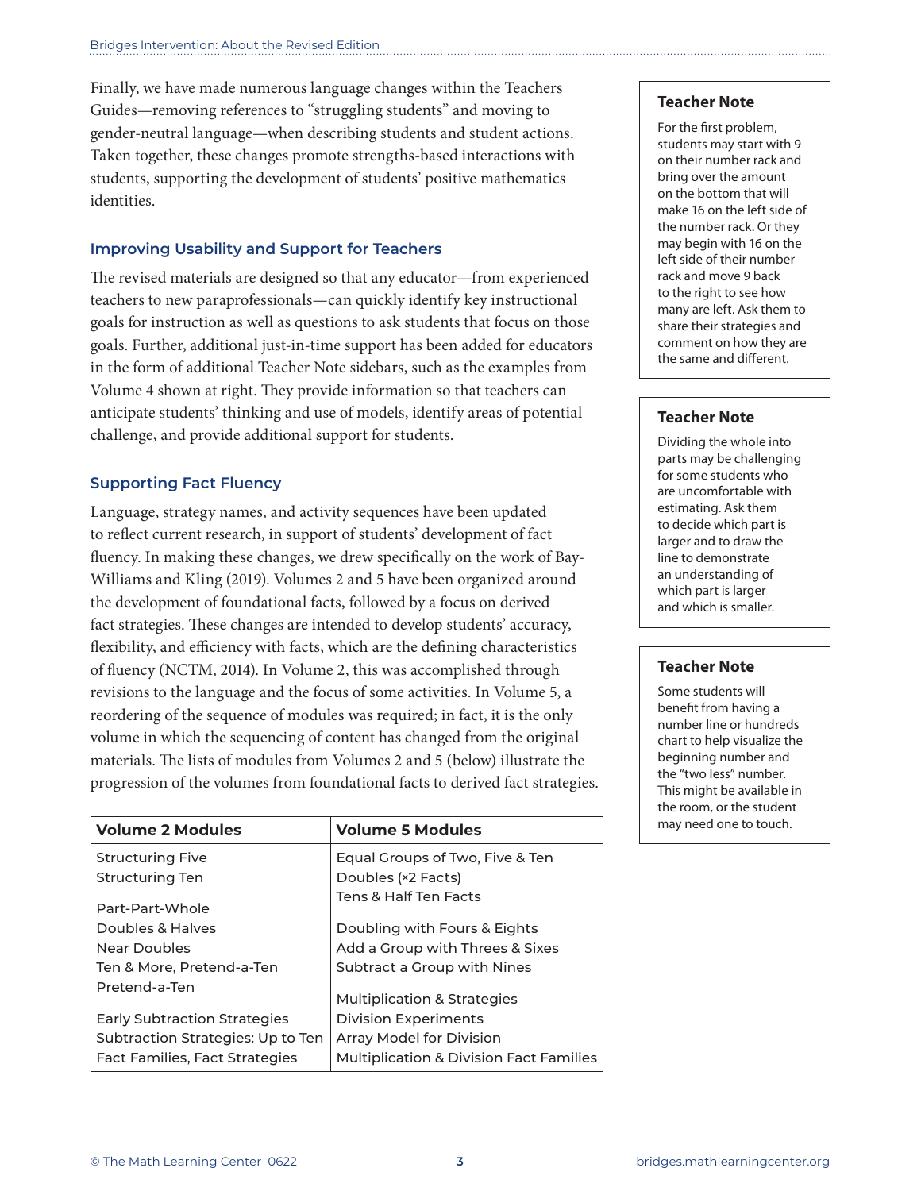Finally, we have made numerous language changes within the Teachers Guides—removing references to "struggling students" and moving to gender-neutral language—when describing students and student actions. Taken together, these changes promote strengths-based interactions with students, supporting the development of students' positive mathematics identities.

### Improving Usability and Support for Teachers

The revised materials are designed so that any educator—from experienced teachers to new paraprofessionals—can quickly identify key instructional goals for instruction as well as questions to ask students that focus on those goals. Further, additional just-in-time support has been added for educators in the form of additional Teacher Note sidebars, such as the examples from Volume 4 shown at right. They provide information so that teachers can anticipate students' thinking and use of models, identify areas of potential challenge, and provide additional support for students.

### Supporting Fact Fluency

Language, strategy names, and activity sequences have been updated to reflect current research, in support of students' development of fact fluency. In making these changes, we drew specifically on the work of Bay-Williams and Kling (2019). Volumes 2 and 5 have been organized around the development of foundational facts, followed by a focus on derived fact strategies. These changes are intended to develop students' accuracy, flexibility, and efficiency with facts, which are the defining characteristics of fluency (NCTM, 2014). In Volume 2, this was accomplished through revisions to the language and the focus of some activities. In Volume 5, a reordering of the sequence of modules was required; in fact, it is the only volume in which the sequencing of content has changed from the original materials. The lists of modules from Volumes 2 and 5 (below) illustrate the progression of the volumes from foundational facts to derived fact strategies.

| Volume 2 Modules | Volume 5 Modules |
|---|---|
| Structuring Five<br>Structuring Ten | Equal Groups of Two, Five & Ten<br>Doubles (×2 Facts)<br>Tens & Half Ten Facts |
| Part-Part-Whole<br>Doubles & Halves<br>Near Doubles<br>Ten & More, Pretend-a-Ten<br>Pretend-a-Ten | Doubling with Fours & Eights<br>Add a Group with Threes & Sixes<br>Subtract a Group with Nines |
| Early Subtraction Strategies<br>Subtraction Strategies: Up to Ten<br>Fact Families, Fact Strategies | Multiplication & Strategies<br>Division Experiments<br>Array Model for Division<br>Multiplication & Division Fact Families |

**Teacher Note**

For the first problem, students may start with 9 on their number rack and bring over the amount on the bottom that will make 16 on the left side of the number rack. Or they may begin with 16 on the left side of their number rack and move 9 back to the right to see how many are left. Ask them to share their strategies and comment on how they are the same and different.

**Teacher Note**

Dividing the whole into parts may be challenging for some students who are uncomfortable with estimating. Ask them to decide which part is larger and to draw the line to demonstrate an understanding of which part is larger and which is smaller.

**Teacher Note**

Some students will benefit from having a number line or hundreds chart to help visualize the beginning number and the "two less" number. This might be available in the room, or the student may need one to touch.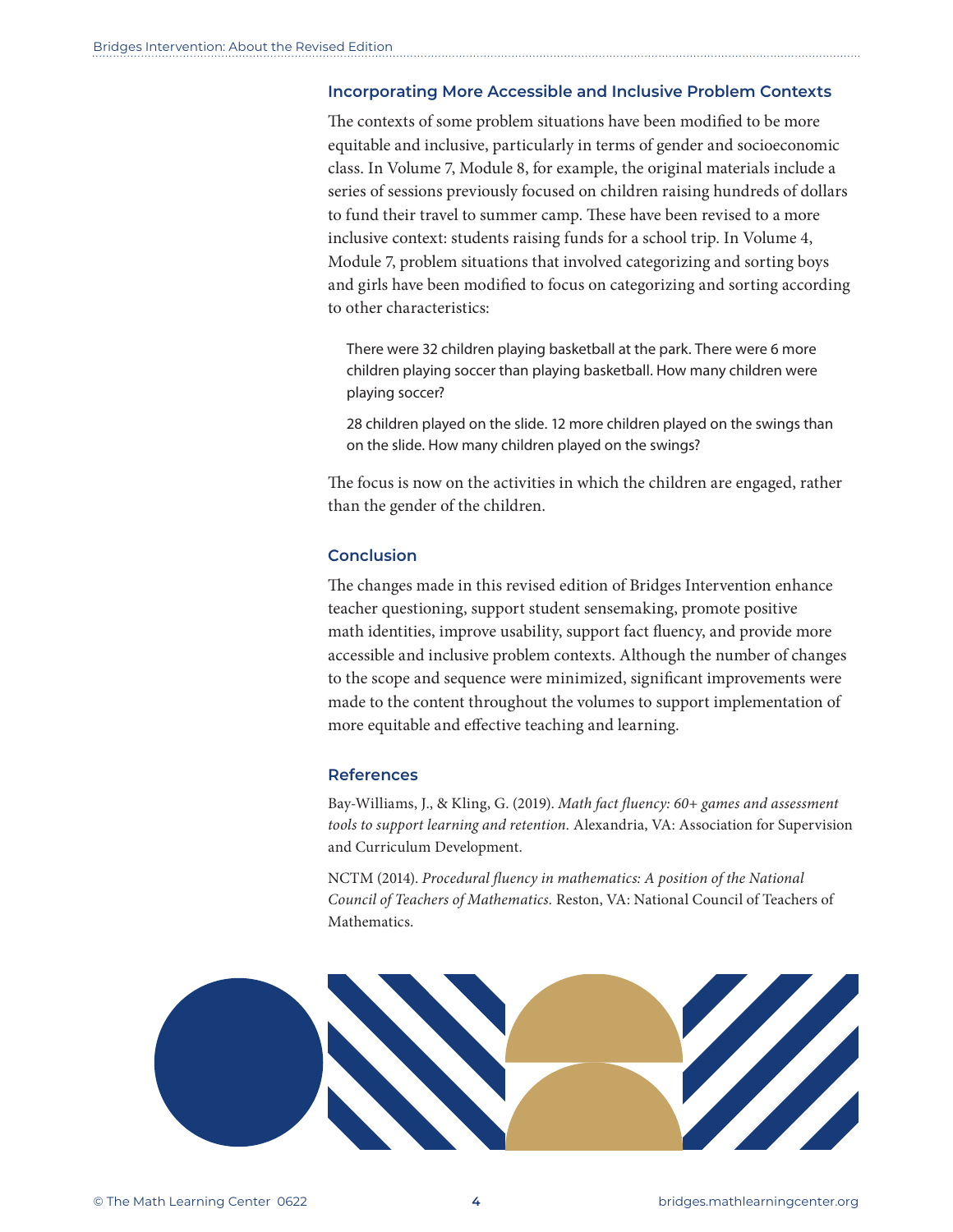### Incorporating More Accessible and Inclusive Problem Contexts

The contexts of some problem situations have been modified to be more equitable and inclusive, particularly in terms of gender and socioeconomic class. In Volume 7, Module 8, for example, the original materials include a series of sessions previously focused on children raising hundreds of dollars to fund their travel to summer camp. These have been revised to a more inclusive context: students raising funds for a school trip. In Volume 4, Module 7, problem situations that involved categorizing and sorting boys and girls have been modified to focus on categorizing and sorting according to other characteristics:

> There were 32 children playing basketball at the park. There were 6 more children playing soccer than playing basketball. How many children were playing soccer?
>
> 28 children played on the slide. 12 more children played on the swings than on the slide. How many children played on the swings?

The focus is now on the activities in which the children are engaged, rather than the gender of the children.

### Conclusion

The changes made in this revised edition of Bridges Intervention enhance teacher questioning, support student sensemaking, promote positive math identities, improve usability, support fact fluency, and provide more accessible and inclusive problem contexts. Although the number of changes to the scope and sequence were minimized, significant improvements were made to the content throughout the volumes to support implementation of more equitable and effective teaching and learning.

### References

Bay-Williams, J., & Kling, G. (2019). *Math fact fluency: 60+ games and assessment tools to support learning and retention.* Alexandria, VA: Association for Supervision and Curriculum Development.

NCTM (2014). *Procedural fluency in mathematics: A position of the National Council of Teachers of Mathematics.* Reston, VA: National Council of Teachers of Mathematics.